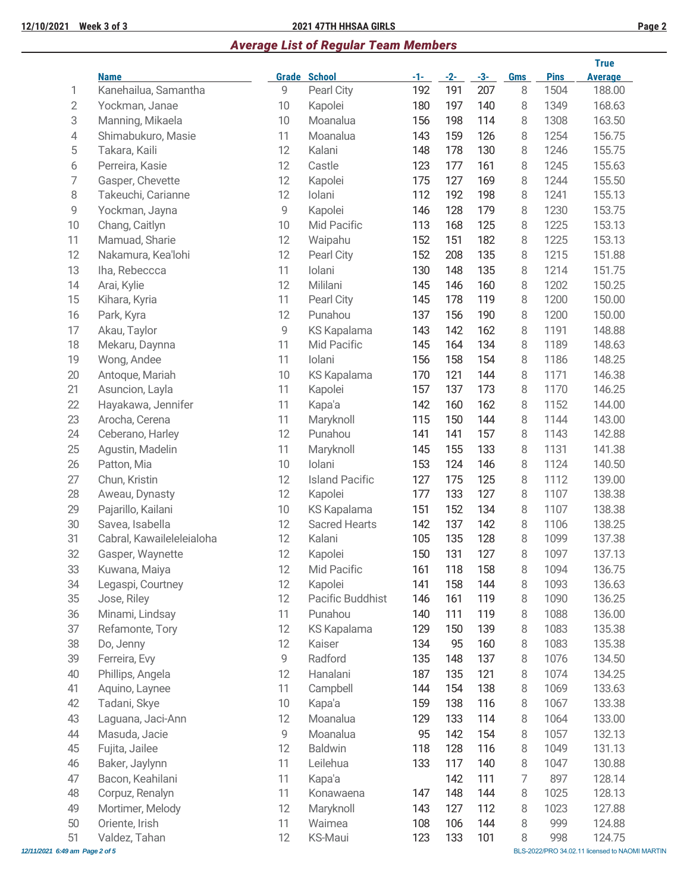## Average List of Regular Team Members

| | Name | Grade | School | -1- | -2- | -3- | Gms | Pins | True Average |
|---|---|---|---|---|---|---|---|---|---|
| 1 | Kanehailua, Samantha | 9 | Pearl City | 192 | 191 | 207 | 8 | 1504 | 188.00 |
| 2 | Yockman, Janae | 10 | Kapolei | 180 | 197 | 140 | 8 | 1349 | 168.63 |
| 3 | Manning, Mikaela | 10 | Moanalua | 156 | 198 | 114 | 8 | 1308 | 163.50 |
| 4 | Shimabukuro, Masie | 11 | Moanalua | 143 | 159 | 126 | 8 | 1254 | 156.75 |
| 5 | Takara, Kaili | 12 | Kalani | 148 | 178 | 130 | 8 | 1246 | 155.75 |
| 6 | Perreira, Kasie | 12 | Castle | 123 | 177 | 161 | 8 | 1245 | 155.63 |
| 7 | Gasper, Chevette | 12 | Kapolei | 175 | 127 | 169 | 8 | 1244 | 155.50 |
| 8 | Takeuchi, Carianne | 12 | Iolani | 112 | 192 | 198 | 8 | 1241 | 155.13 |
| 9 | Yockman, Jayna | 9 | Kapolei | 146 | 128 | 179 | 8 | 1230 | 153.75 |
| 10 | Chang, Caitlyn | 10 | Mid Pacific | 113 | 168 | 125 | 8 | 1225 | 153.13 |
| 11 | Mamuad, Sharie | 12 | Waipahu | 152 | 151 | 182 | 8 | 1225 | 153.13 |
| 12 | Nakamura, Kea'lohi | 12 | Pearl City | 152 | 208 | 135 | 8 | 1215 | 151.88 |
| 13 | Iha, Rebeccca | 11 | Iolani | 130 | 148 | 135 | 8 | 1214 | 151.75 |
| 14 | Arai, Kylie | 12 | Mililani | 145 | 146 | 160 | 8 | 1202 | 150.25 |
| 15 | Kihara, Kyria | 11 | Pearl City | 145 | 178 | 119 | 8 | 1200 | 150.00 |
| 16 | Park, Kyra | 12 | Punahou | 137 | 156 | 190 | 8 | 1200 | 150.00 |
| 17 | Akau, Taylor | 9 | KS Kapalama | 143 | 142 | 162 | 8 | 1191 | 148.88 |
| 18 | Mekaru, Daynna | 11 | Mid Pacific | 145 | 164 | 134 | 8 | 1189 | 148.63 |
| 19 | Wong, Andee | 11 | Iolani | 156 | 158 | 154 | 8 | 1186 | 148.25 |
| 20 | Antoque, Mariah | 10 | KS Kapalama | 170 | 121 | 144 | 8 | 1171 | 146.38 |
| 21 | Asuncion, Layla | 11 | Kapolei | 157 | 137 | 173 | 8 | 1170 | 146.25 |
| 22 | Hayakawa, Jennifer | 11 | Kapa'a | 142 | 160 | 162 | 8 | 1152 | 144.00 |
| 23 | Arocha, Cerena | 11 | Maryknoll | 115 | 150 | 144 | 8 | 1144 | 143.00 |
| 24 | Ceberano, Harley | 12 | Punahou | 141 | 141 | 157 | 8 | 1143 | 142.88 |
| 25 | Agustin, Madelin | 11 | Maryknoll | 145 | 155 | 133 | 8 | 1131 | 141.38 |
| 26 | Patton, Mia | 10 | Iolani | 153 | 124 | 146 | 8 | 1124 | 140.50 |
| 27 | Chun, Kristin | 12 | Island Pacific | 127 | 175 | 125 | 8 | 1112 | 139.00 |
| 28 | Aweau, Dynasty | 12 | Kapolei | 177 | 133 | 127 | 8 | 1107 | 138.38 |
| 29 | Pajarillo, Kailani | 10 | KS Kapalama | 151 | 152 | 134 | 8 | 1107 | 138.38 |
| 30 | Savea, Isabella | 12 | Sacred Hearts | 142 | 137 | 142 | 8 | 1106 | 138.25 |
| 31 | Cabral, Kawaileleleialoha | 12 | Kalani | 105 | 135 | 128 | 8 | 1099 | 137.38 |
| 32 | Gasper, Waynette | 12 | Kapolei | 150 | 131 | 127 | 8 | 1097 | 137.13 |
| 33 | Kuwana, Maiya | 12 | Mid Pacific | 161 | 118 | 158 | 8 | 1094 | 136.75 |
| 34 | Legaspi, Courtney | 12 | Kapolei | 141 | 158 | 144 | 8 | 1093 | 136.63 |
| 35 | Jose, Riley | 12 | Pacific Buddhist | 146 | 161 | 119 | 8 | 1090 | 136.25 |
| 36 | Minami, Lindsay | 11 | Punahou | 140 | 111 | 119 | 8 | 1088 | 136.00 |
| 37 | Refamonte, Tory | 12 | KS Kapalama | 129 | 150 | 139 | 8 | 1083 | 135.38 |
| 38 | Do, Jenny | 12 | Kaiser | 134 | 95 | 160 | 8 | 1083 | 135.38 |
| 39 | Ferreira, Evy | 9 | Radford | 135 | 148 | 137 | 8 | 1076 | 134.50 |
| 40 | Phillips, Angela | 12 | Hanalani | 187 | 135 | 121 | 8 | 1074 | 134.25 |
| 41 | Aquino, Laynee | 11 | Campbell | 144 | 154 | 138 | 8 | 1069 | 133.63 |
| 42 | Tadani, Skye | 10 | Kapa'a | 159 | 138 | 116 | 8 | 1067 | 133.38 |
| 43 | Laguana, Jaci-Ann | 12 | Moanalua | 129 | 133 | 114 | 8 | 1064 | 133.00 |
| 44 | Masuda, Jacie | 9 | Moanalua | 95 | 142 | 154 | 8 | 1057 | 132.13 |
| 45 | Fujita, Jailee | 12 | Baldwin | 118 | 128 | 116 | 8 | 1049 | 131.13 |
| 46 | Baker, Jaylynn | 11 | Leilehua | 133 | 117 | 140 | 8 | 1047 | 130.88 |
| 47 | Bacon, Keahilani | 11 | Kapa'a | | 142 | 111 | 7 | 897 | 128.14 |
| 48 | Corpuz, Renalyn | 11 | Konawaena | 147 | 148 | 144 | 8 | 1025 | 128.13 |
| 49 | Mortimer, Melody | 12 | Maryknoll | 143 | 127 | 112 | 8 | 1023 | 127.88 |
| 50 | Oriente, Irish | 11 | Waimea | 108 | 106 | 144 | 8 | 999 | 124.88 |
| 51 | Valdez, Tahan | 12 | KS-Maui | 123 | 133 | 101 | 8 | 998 | 124.75 |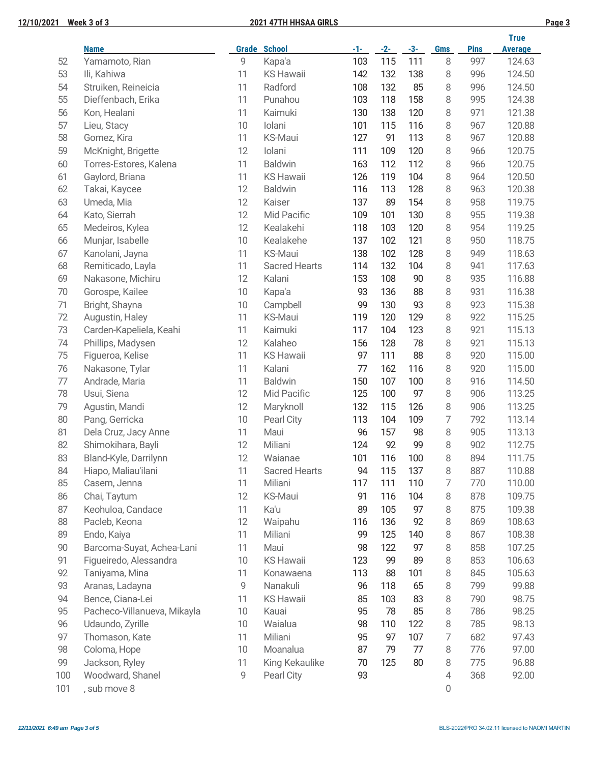| | Name | Grade | School | -1- | -2- | -3- | Gms | Pins | True Average |
|---|---|---|---|---|---|---|---|---|---|
| 52 | Yamamoto, Rian | 9 | Kapa'a | 103 | 115 | 111 | 8 | 997 | 124.63 |
| 53 | Ili, Kahiwa | 11 | KS Hawaii | 142 | 132 | 138 | 8 | 996 | 124.50 |
| 54 | Struiken, Reineicia | 11 | Radford | 108 | 132 | 85 | 8 | 996 | 124.50 |
| 55 | Dieffenbach, Erika | 11 | Punahou | 103 | 118 | 158 | 8 | 995 | 124.38 |
| 56 | Kon, Healani | 11 | Kaimuki | 130 | 138 | 120 | 8 | 971 | 121.38 |
| 57 | Lieu, Stacy | 10 | Iolani | 101 | 115 | 116 | 8 | 967 | 120.88 |
| 58 | Gomez, Kira | 11 | KS-Maui | 127 | 91 | 113 | 8 | 967 | 120.88 |
| 59 | McKnight, Brigette | 12 | Iolani | 111 | 109 | 120 | 8 | 966 | 120.75 |
| 60 | Torres-Estores, Kalena | 11 | Baldwin | 163 | 112 | 112 | 8 | 966 | 120.75 |
| 61 | Gaylord, Briana | 11 | KS Hawaii | 126 | 119 | 104 | 8 | 964 | 120.50 |
| 62 | Takai, Kaycee | 12 | Baldwin | 116 | 113 | 128 | 8 | 963 | 120.38 |
| 63 | Umeda, Mia | 12 | Kaiser | 137 | 89 | 154 | 8 | 958 | 119.75 |
| 64 | Kato, Sierrah | 12 | Mid Pacific | 109 | 101 | 130 | 8 | 955 | 119.38 |
| 65 | Medeiros, Kylea | 12 | Kealakehi | 118 | 103 | 120 | 8 | 954 | 119.25 |
| 66 | Munjar, Isabelle | 10 | Kealakehe | 137 | 102 | 121 | 8 | 950 | 118.75 |
| 67 | Kanolani, Jayna | 11 | KS-Maui | 138 | 102 | 128 | 8 | 949 | 118.63 |
| 68 | Remiticado, Layla | 11 | Sacred Hearts | 114 | 132 | 104 | 8 | 941 | 117.63 |
| 69 | Nakasone, Michiru | 12 | Kalani | 153 | 108 | 90 | 8 | 935 | 116.88 |
| 70 | Gorospe, Kailee | 10 | Kapa'a | 93 | 136 | 88 | 8 | 931 | 116.38 |
| 71 | Bright, Shayna | 10 | Campbell | 99 | 130 | 93 | 8 | 923 | 115.38 |
| 72 | Augustin, Haley | 11 | KS-Maui | 119 | 120 | 129 | 8 | 922 | 115.25 |
| 73 | Carden-Kapeliela, Keahi | 11 | Kaimuki | 117 | 104 | 123 | 8 | 921 | 115.13 |
| 74 | Phillips, Madysen | 12 | Kalaheo | 156 | 128 | 78 | 8 | 921 | 115.13 |
| 75 | Figueroa, Kelise | 11 | KS Hawaii | 97 | 111 | 88 | 8 | 920 | 115.00 |
| 76 | Nakasone, Tylar | 11 | Kalani | 77 | 162 | 116 | 8 | 920 | 115.00 |
| 77 | Andrade, Maria | 11 | Baldwin | 150 | 107 | 100 | 8 | 916 | 114.50 |
| 78 | Usui, Siena | 12 | Mid Pacific | 125 | 100 | 97 | 8 | 906 | 113.25 |
| 79 | Agustin, Mandi | 12 | Maryknoll | 132 | 115 | 126 | 8 | 906 | 113.25 |
| 80 | Pang, Gerricka | 10 | Pearl City | 113 | 104 | 109 | 7 | 792 | 113.14 |
| 81 | Dela Cruz, Jacy Anne | 11 | Maui | 96 | 157 | 98 | 8 | 905 | 113.13 |
| 82 | Shimokihara, Bayli | 12 | Miliani | 124 | 92 | 99 | 8 | 902 | 112.75 |
| 83 | Bland-Kyle, Darrilynn | 12 | Waianae | 101 | 116 | 100 | 8 | 894 | 111.75 |
| 84 | Hiapo, Maliau'ilani | 11 | Sacred Hearts | 94 | 115 | 137 | 8 | 887 | 110.88 |
| 85 | Casem, Jenna | 11 | Miliani | 117 | 111 | 110 | 7 | 770 | 110.00 |
| 86 | Chai, Taytum | 12 | KS-Maui | 91 | 116 | 104 | 8 | 878 | 109.75 |
| 87 | Keohuloa, Candace | 11 | Ka'u | 89 | 105 | 97 | 8 | 875 | 109.38 |
| 88 | Pacleb, Keona | 12 | Waipahu | 116 | 136 | 92 | 8 | 869 | 108.63 |
| 89 | Endo, Kaiya | 11 | Miliani | 99 | 125 | 140 | 8 | 867 | 108.38 |
| 90 | Barcoma-Suyat, Achea-Lani | 11 | Maui | 98 | 122 | 97 | 8 | 858 | 107.25 |
| 91 | Figueiredo, Alessandra | 10 | KS Hawaii | 123 | 99 | 89 | 8 | 853 | 106.63 |
| 92 | Taniyama, Mina | 11 | Konawaena | 113 | 88 | 101 | 8 | 845 | 105.63 |
| 93 | Aranas, Ladayna | 9 | Nanakuli | 96 | 118 | 65 | 8 | 799 | 99.88 |
| 94 | Bence, Ciana-Lei | 11 | KS Hawaii | 85 | 103 | 83 | 8 | 790 | 98.75 |
| 95 | Pacheco-Villanueva, Mikayla | 10 | Kauai | 95 | 78 | 85 | 8 | 786 | 98.25 |
| 96 | Udaundo, Zyrille | 10 | Waialua | 98 | 110 | 122 | 8 | 785 | 98.13 |
| 97 | Thomason, Kate | 11 | Miliani | 95 | 97 | 107 | 7 | 682 | 97.43 |
| 98 | Coloma, Hope | 10 | Moanalua | 87 | 79 | 77 | 8 | 776 | 97.00 |
| 99 | Jackson, Ryley | 11 | King Kekaulike | 70 | 125 | 80 | 8 | 775 | 96.88 |
| 100 | Woodward, Shanel | 9 | Pearl City | 93 | | | 4 | 368 | 92.00 |
| 101 | , sub move 8 | | | | | | 0 | | |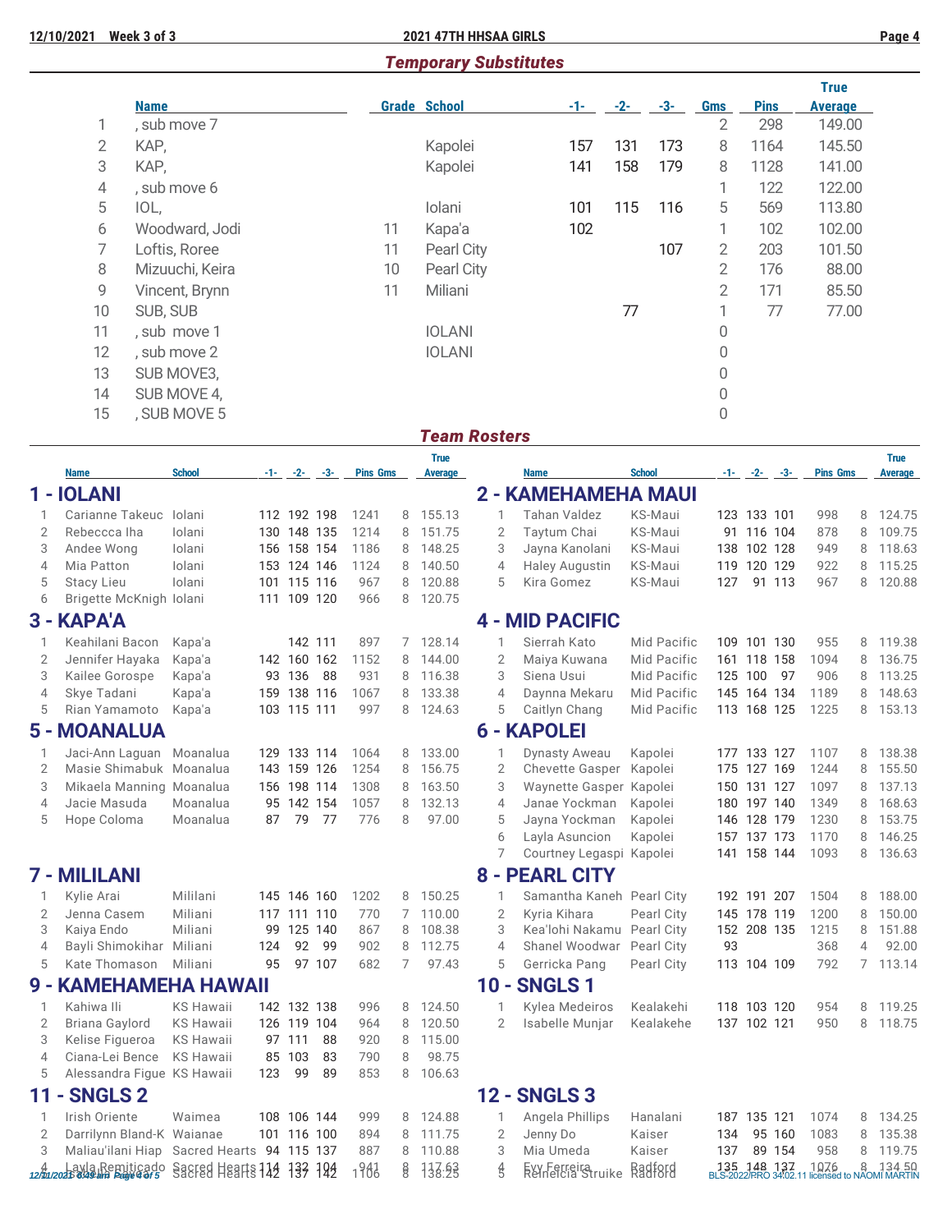## Temporary Substitutes

| | Name | Grade | School | -1- | -2- | -3- | Gms | Pins | True Average |
|---|---|---|---|---|---|---|---|---|---|
| 1 | , sub move 7 | | | | | | 2 | 298 | 149.00 |
| 2 | KAP, | | Kapolei | 157 | 131 | 173 | 8 | 1164 | 145.50 |
| 3 | KAP, | | Kapolei | 141 | 158 | 179 | 8 | 1128 | 141.00 |
| 4 | , sub move 6 | | | | | | 1 | 122 | 122.00 |
| 5 | IOL, | | Iolani | 101 | 115 | 116 | 5 | 569 | 113.80 |
| 6 | Woodward, Jodi | 11 | Kapa'a | 102 | | | 1 | 102 | 102.00 |
| 7 | Loftis, Roree | 11 | Pearl City | | | 107 | 2 | 203 | 101.50 |
| 8 | Mizuuchi, Keira | 10 | Pearl City | | | | 2 | 176 | 88.00 |
| 9 | Vincent, Brynn | 11 | Miliani | | | | 2 | 171 | 85.50 |
| 10 | SUB, SUB | | | | 77 | | 1 | 77 | 77.00 |
| 11 | , sub move 1 | | IOLANI | | | | 0 | | |
| 12 | , sub move 2 | | IOLANI | | | | 0 | | |
| 13 | SUB MOVE3, | | | | | | 0 | | |
| 14 | SUB MOVE 4, | | | | | | 0 | | |
| 15 | , SUB MOVE 5 | | | | | | 0 | | |

## Team Rosters

### 1 - IOLANI

| | Name | School | -1- | -2- | -3- | Pins | Gms | True Average |
|---|---|---|---|---|---|---|---|---|
| 1 | Carianne Takeuc | Iolani | 112 | 192 | 198 | 1241 | 8 | 155.13 |
| 2 | Rebeccca Iha | Iolani | 130 | 148 | 135 | 1214 | 8 | 151.75 |
| 3 | Andee Wong | Iolani | 156 | 158 | 154 | 1186 | 8 | 148.25 |
| 4 | Mia Patton | Iolani | 153 | 124 | 146 | 1124 | 8 | 140.50 |
| 5 | Stacy Lieu | Iolani | 101 | 115 | 116 | 967 | 8 | 120.88 |
| 6 | Brigette McKnigh | Iolani | 111 | 109 | 120 | 966 | 8 | 120.75 |

### 2 - KAMEHAMEHA MAUI

| | Name | School | -1- | -2- | -3- | Pins | Gms | True Average |
|---|---|---|---|---|---|---|---|---|
| 1 | Tahan Valdez | KS-Maui | 123 | 133 | 101 | 998 | 8 | 124.75 |
| 2 | Taytum Chai | KS-Maui | 91 | 116 | 104 | 878 | 8 | 109.75 |
| 3 | Jayna Kanolani | KS-Maui | 138 | 102 | 128 | 949 | 8 | 118.63 |
| 4 | Haley Augustin | KS-Maui | 119 | 120 | 129 | 922 | 8 | 115.25 |
| 5 | Kira Gomez | KS-Maui | 127 | 91 | 113 | 967 | 8 | 120.88 |

### 3 - KAPA'A

| | Name | School | -1- | -2- | -3- | Pins | Gms | True Average |
|---|---|---|---|---|---|---|---|---|
| 1 | Keahilani Bacon | Kapa'a | | 142 | 111 | 897 | 7 | 128.14 |
| 2 | Jennifer Hayaka | Kapa'a | 142 | 160 | 162 | 1152 | 8 | 144.00 |
| 3 | Kailee Gorospe | Kapa'a | 93 | 136 | 88 | 931 | 8 | 116.38 |
| 4 | Skye Tadani | Kapa'a | 159 | 138 | 116 | 1067 | 8 | 133.38 |
| 5 | Rian Yamamoto | Kapa'a | 103 | 115 | 111 | 997 | 8 | 124.63 |

### 4 - MID PACIFIC

| | Name | School | -1- | -2- | -3- | Pins | Gms | True Average |
|---|---|---|---|---|---|---|---|---|
| 1 | Sierrah Kato | Mid Pacific | 109 | 101 | 130 | 955 | 8 | 119.38 |
| 2 | Maiya Kuwana | Mid Pacific | 161 | 118 | 158 | 1094 | 8 | 136.75 |
| 3 | Siena Usui | Mid Pacific | 125 | 100 | 97 | 906 | 8 | 113.25 |
| 4 | Daynna Mekaru | Mid Pacific | 145 | 164 | 134 | 1189 | 8 | 148.63 |
| 5 | Caitlyn Chang | Mid Pacific | 113 | 168 | 125 | 1225 | 8 | 153.13 |

### 5 - MOANALUA

| | Name | School | -1- | -2- | -3- | Pins | Gms | True Average |
|---|---|---|---|---|---|---|---|---|
| 1 | Jaci-Ann Laguan | Moanalua | 129 | 133 | 114 | 1064 | 8 | 133.00 |
| 2 | Masie Shimabuk | Moanalua | 143 | 159 | 126 | 1254 | 8 | 156.75 |
| 3 | Mikaela Manning | Moanalua | 156 | 198 | 114 | 1308 | 8 | 163.50 |
| 4 | Jacie Masuda | Moanalua | 95 | 142 | 154 | 1057 | 8 | 132.13 |
| 5 | Hope Coloma | Moanalua | 87 | 79 | 77 | 776 | 8 | 97.00 |

### 6 - KAPOLEI

| | Name | School | -1- | -2- | -3- | Pins | Gms | True Average |
|---|---|---|---|---|---|---|---|---|
| 1 | Dynasty Aweau | Kapolei | 177 | 133 | 127 | 1107 | 8 | 138.38 |
| 2 | Chevette Gasper | Kapolei | 175 | 127 | 169 | 1244 | 8 | 155.50 |
| 3 | Waynette Gasper | Kapolei | 150 | 131 | 127 | 1097 | 8 | 137.13 |
| 4 | Janae Yockman | Kapolei | 180 | 197 | 140 | 1349 | 8 | 168.63 |
| 5 | Jayna Yockman | Kapolei | 146 | 128 | 179 | 1230 | 8 | 153.75 |
| 6 | Layla Asuncion | Kapolei | 157 | 137 | 173 | 1170 | 8 | 146.25 |
| 7 | Courtney Legaspi | Kapolei | 141 | 158 | 144 | 1093 | 8 | 136.63 |

### 7 - MILILANI

| | Name | School | -1- | -2- | -3- | Pins | Gms | True Average |
|---|---|---|---|---|---|---|---|---|
| 1 | Kylie Arai | Mililani | 145 | 146 | 160 | 1202 | 8 | 150.25 |
| 2 | Jenna Casem | Miliani | 117 | 111 | 110 | 770 | 7 | 110.00 |
| 3 | Kaiya Endo | Miliani | 99 | 125 | 140 | 867 | 8 | 108.38 |
| 4 | Bayli Shimokihar | Miliani | 124 | 92 | 99 | 902 | 8 | 112.75 |
| 5 | Kate Thomason | Miliani | 95 | 97 | 107 | 682 | 7 | 97.43 |

### 8 - PEARL CITY

| | Name | School | -1- | -2- | -3- | Pins | Gms | True Average |
|---|---|---|---|---|---|---|---|---|
| 1 | Samantha Kaneh | Pearl City | 192 | 191 | 207 | 1504 | 8 | 188.00 |
| 2 | Kyria Kihara | Pearl City | 145 | 178 | 119 | 1200 | 8 | 150.00 |
| 3 | Kea'lohi Nakamu | Pearl City | 152 | 208 | 135 | 1215 | 8 | 151.88 |
| 4 | Shanel Woodwar | Pearl City | 93 | | | 368 | 4 | 92.00 |
| 5 | Gerricka Pang | Pearl City | 113 | 104 | 109 | 792 | 7 | 113.14 |

### 9 - KAMEHAMEHA HAWAII

| | Name | School | -1- | -2- | -3- | Pins | Gms | True Average |
|---|---|---|---|---|---|---|---|---|
| 1 | Kahiwa Ili | KS Hawaii | 142 | 132 | 138 | 996 | 8 | 124.50 |
| 2 | Briana Gaylord | KS Hawaii | 126 | 119 | 104 | 964 | 8 | 120.50 |
| 3 | Kelise Figueroa | KS Hawaii | 97 | 111 | 88 | 920 | 8 | 115.00 |
| 4 | Ciana-Lei Bence | KS Hawaii | 85 | 103 | 83 | 790 | 8 | 98.75 |
| 5 | Alessandra Figue | KS Hawaii | 123 | 99 | 89 | 853 | 8 | 106.63 |

### 10 - SNGLS 1

| | Name | School | -1- | -2- | -3- | Pins | Gms | True Average |
|---|---|---|---|---|---|---|---|---|
| 1 | Kylea Medeiros | Kealakehi | 118 | 103 | 120 | 954 | 8 | 119.25 |
| 2 | Isabelle Munjar | Kealakehe | 137 | 102 | 121 | 950 | 8 | 118.75 |

### 11 - SNGLS 2

| | Name | School | -1- | -2- | -3- | Pins | Gms | True Average |
|---|---|---|---|---|---|---|---|---|
| 1 | Irish Oriente | Waimea | 108 | 106 | 144 | 999 | 8 | 124.88 |
| 2 | Darrilynn Bland-K | Waianae | 101 | 116 | 100 | 894 | 8 | 111.75 |
| 3 | Maliau'ilani Hiap | Sacred Hearts | 94 | 115 | 137 | 887 | 8 | 110.88 |
| 4 | Layla Remitigado | Sacred Hearts | 114 | 132 | 104 | 941 | 8 | 117.63 |
| 5 | | Sacred Hearts | 142 | 137 | 142 | 1106 | 8 | 138.25 |

### 12 - SNGLS 3

| | Name | School | -1- | -2- | -3- | Pins | Gms | True Average |
|---|---|---|---|---|---|---|---|---|
| 1 | Angela Phillips | Hanalani | 187 | 135 | 121 | 1074 | 8 | 134.25 |
| 2 | Jenny Do | Kaiser | 134 | 95 | 160 | 1083 | 8 | 135.38 |
| 3 | Mia Umeda | Kaiser | 137 | 89 | 154 | 958 | 8 | 119.75 |
| 4 | Evy Ferreira | Radford | 135 | 148 | 137 | 1076 | 8 | 134.50 |
| 5 | Reineicia Struike | Radford | | | | | | |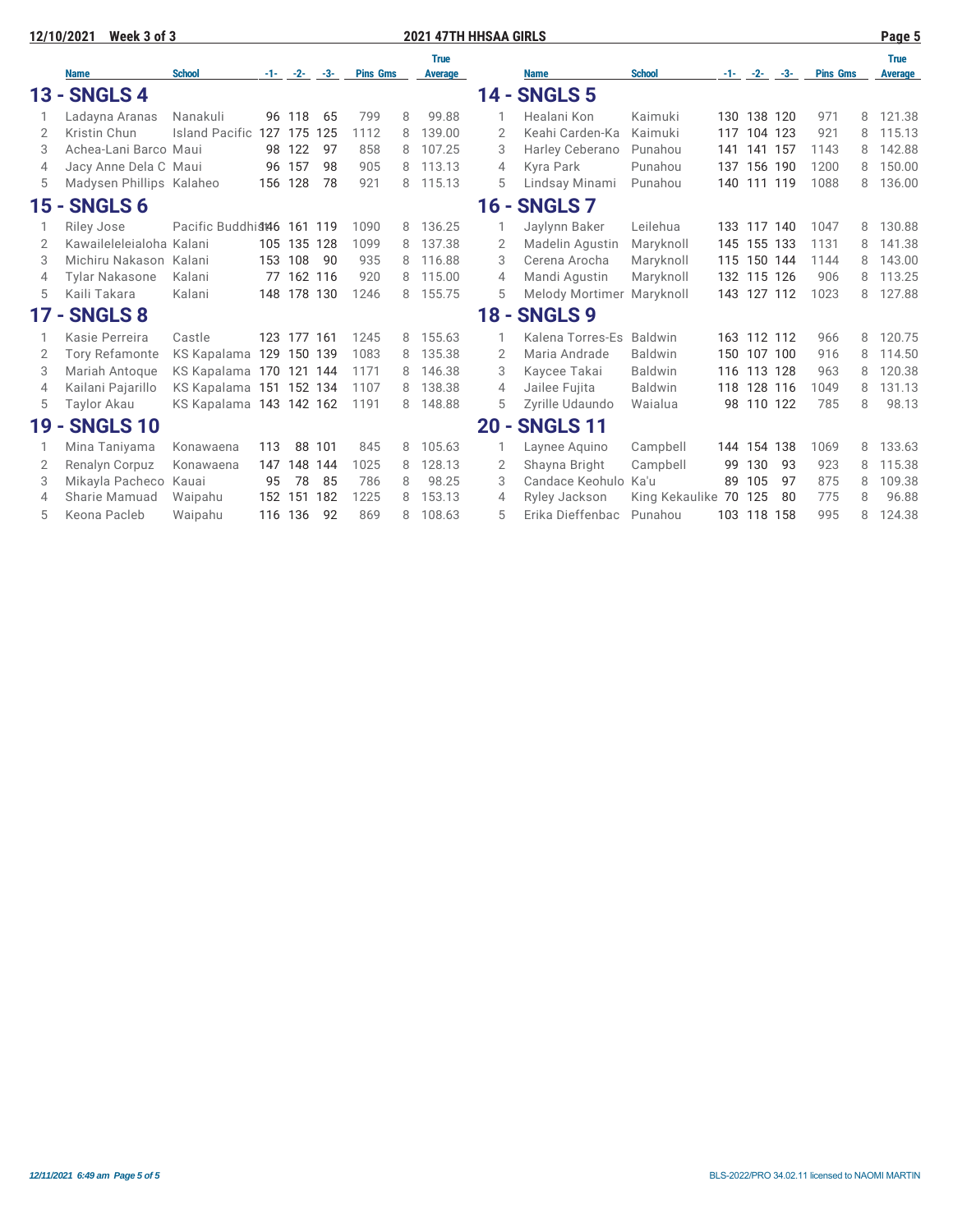| | Name | School | -1- | -2- | -3- | Pins | Gms | True Average |
|---|---|---|---|---|---|---|---|---|

## 13 - SNGLS 4

| | Name | School | -1- | -2- | -3- | Pins | Gms | True Average |
|---|---|---|---|---|---|---|---|---|
| 1 | Ladayna Aranas | Nanakuli | 96 | 118 | 65 | 799 | 8 | 99.88 |
| 2 | Kristin Chun | Island Pacific | 127 | 175 | 125 | 1112 | 8 | 139.00 |
| 3 | Achea-Lani Barco | Maui | 98 | 122 | 97 | 858 | 8 | 107.25 |
| 4 | Jacy Anne Dela C | Maui | 96 | 157 | 98 | 905 | 8 | 113.13 |
| 5 | Madysen Phillips | Kalaheo | 156 | 128 | 78 | 921 | 8 | 115.13 |

## 14 - SNGLS 5

| | Name | School | -1- | -2- | -3- | Pins | Gms | True Average |
|---|---|---|---|---|---|---|---|---|
| 1 | Healani Kon | Kaimuki | 130 | 138 | 120 | 971 | 8 | 121.38 |
| 2 | Keahi Carden-Ka | Kaimuki | 117 | 104 | 123 | 921 | 8 | 115.13 |
| 3 | Harley Ceberano | Punahou | 141 | 141 | 157 | 1143 | 8 | 142.88 |
| 4 | Kyra Park | Punahou | 137 | 156 | 190 | 1200 | 8 | 150.00 |
| 5 | Lindsay Minami | Punahou | 140 | 111 | 119 | 1088 | 8 | 136.00 |

## 15 - SNGLS 6

| | Name | School | -1- | -2- | -3- | Pins | Gms | True Average |
|---|---|---|---|---|---|---|---|---|
| 1 | Riley Jose | Pacific Buddhist | 146 | 161 | 119 | 1090 | 8 | 136.25 |
| 2 | Kawaileleleialoha | Kalani | 105 | 135 | 128 | 1099 | 8 | 137.38 |
| 3 | Michiru Nakason | Kalani | 153 | 108 | 90 | 935 | 8 | 116.88 |
| 4 | Tylar Nakasone | Kalani | 77 | 162 | 116 | 920 | 8 | 115.00 |
| 5 | Kaili Takara | Kalani | 148 | 178 | 130 | 1246 | 8 | 155.75 |

## 16 - SNGLS 7

| | Name | School | -1- | -2- | -3- | Pins | Gms | True Average |
|---|---|---|---|---|---|---|---|---|
| 1 | Jaylynn Baker | Leilehua | 133 | 117 | 140 | 1047 | 8 | 130.88 |
| 2 | Madelin Agustin | Maryknoll | 145 | 155 | 133 | 1131 | 8 | 141.38 |
| 3 | Cerena Arocha | Maryknoll | 115 | 150 | 144 | 1144 | 8 | 143.00 |
| 4 | Mandi Agustin | Maryknoll | 132 | 115 | 126 | 906 | 8 | 113.25 |
| 5 | Melody Mortimer | Maryknoll | 143 | 127 | 112 | 1023 | 8 | 127.88 |

## 17 - SNGLS 8

| | Name | School | -1- | -2- | -3- | Pins | Gms | True Average |
|---|---|---|---|---|---|---|---|---|
| 1 | Kasie Perreira | Castle | 123 | 177 | 161 | 1245 | 8 | 155.63 |
| 2 | Tory Refamonte | KS Kapalama | 129 | 150 | 139 | 1083 | 8 | 135.38 |
| 3 | Mariah Antoque | KS Kapalama | 170 | 121 | 144 | 1171 | 8 | 146.38 |
| 4 | Kailani Pajarillo | KS Kapalama | 151 | 152 | 134 | 1107 | 8 | 138.38 |
| 5 | Taylor Akau | KS Kapalama | 143 | 142 | 162 | 1191 | 8 | 148.88 |

## 18 - SNGLS 9

| | Name | School | -1- | -2- | -3- | Pins | Gms | True Average |
|---|---|---|---|---|---|---|---|---|
| 1 | Kalena Torres-Es | Baldwin | 163 | 112 | 112 | 966 | 8 | 120.75 |
| 2 | Maria Andrade | Baldwin | 150 | 107 | 100 | 916 | 8 | 114.50 |
| 3 | Kaycee Takai | Baldwin | 116 | 113 | 128 | 963 | 8 | 120.38 |
| 4 | Jailee Fujita | Baldwin | 118 | 128 | 116 | 1049 | 8 | 131.13 |
| 5 | Zyrille Udaundo | Waialua | 98 | 110 | 122 | 785 | 8 | 98.13 |

## 19 - SNGLS 10

| | Name | School | -1- | -2- | -3- | Pins | Gms | True Average |
|---|---|---|---|---|---|---|---|---|
| 1 | Mina Taniyama | Konawaena | 113 | 88 | 101 | 845 | 8 | 105.63 |
| 2 | Renalyn Corpuz | Konawaena | 147 | 148 | 144 | 1025 | 8 | 128.13 |
| 3 | Mikayla Pacheco | Kauai | 95 | 78 | 85 | 786 | 8 | 98.25 |
| 4 | Sharie Mamuad | Waipahu | 152 | 151 | 182 | 1225 | 8 | 153.13 |
| 5 | Keona Pacleb | Waipahu | 116 | 136 | 92 | 869 | 8 | 108.63 |

## 20 - SNGLS 11

| | Name | School | -1- | -2- | -3- | Pins | Gms | True Average |
|---|---|---|---|---|---|---|---|---|
| 1 | Laynee Aquino | Campbell | 144 | 154 | 138 | 1069 | 8 | 133.63 |
| 2 | Shayna Bright | Campbell | 99 | 130 | 93 | 923 | 8 | 115.38 |
| 3 | Candace Keohulo | Ka'u | 89 | 105 | 97 | 875 | 8 | 109.38 |
| 4 | Ryley Jackson | King Kekaulike | 70 | 125 | 80 | 775 | 8 | 96.88 |
| 5 | Erika Dieffenbac | Punahou | 103 | 118 | 158 | 995 | 8 | 124.38 |